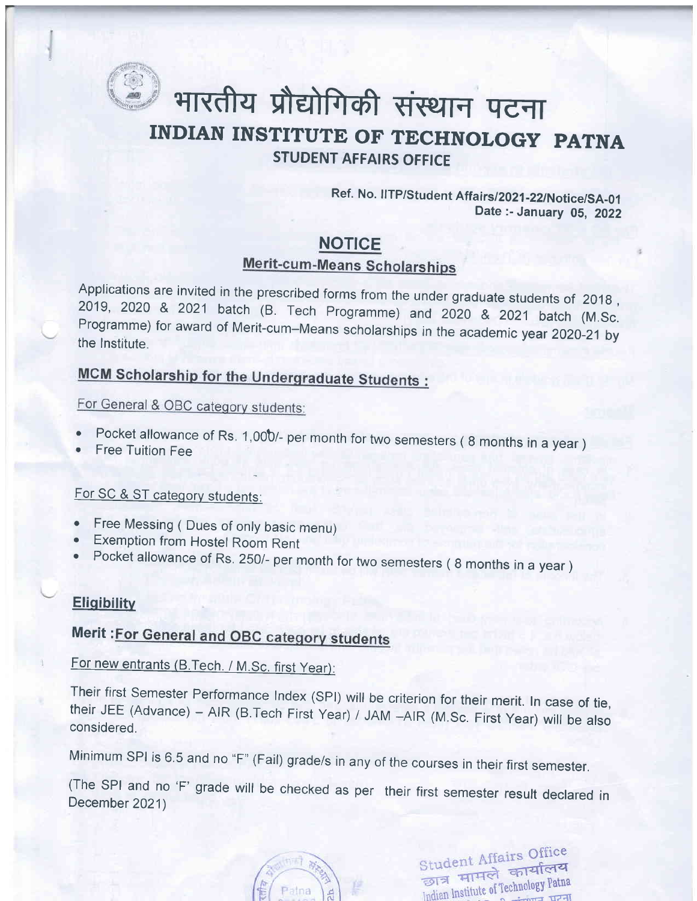# भारतीय प्रौद्योगिकी संस्थान पटना

# INDIAN INSTITUTE OF TECHNOLOGY PATNA

## STUDENT AFFAIRS OFFICE

Ref. No. IITP/Student Affairs/2021-22/Notice/SA-01
Date :- January 05, 2022

## NOTICE

### Merit-cum-Means Scholarships

Applications are invited in the prescribed forms from the under graduate students of 2018, 2019, 2020 & 2021 batch (B. Tech Programme) and 2020 & 2021 batch (M.Sc. Programme) for award of Merit-cum–Means scholarships in the academic year 2020-21 by the Institute.

### MCM Scholarship for the Undergraduate Students :

For General & OBC category students:

- Pocket allowance of Rs. 1,000/- per month for two semesters ( 8 months in a year )
- Free Tuition Fee

For SC & ST category students:

- Free Messing ( Dues of only basic menu)
- Exemption from Hostel Room Rent
- Pocket allowance of Rs. 250/- per month for two semesters ( 8 months in a year )

### Eligibility

### Merit : For General and OBC category students

For new entrants (B.Tech. / M.Sc. first Year):

Their first Semester Performance Index (SPI) will be criterion for their merit. In case of tie, their JEE (Advance) – AIR (B.Tech First Year) / JAM –AIR (M.Sc. First Year) will be also considered.

Minimum SPI is 6.5 and no "F" (Fail) grade/s in any of the courses in their first semester.

(The SPI and no 'F' grade will be checked as per their first semester result declared in December 2021)

Student Affairs Office
छात्र मामले कार्यालय
Indian Institute of Technology Patna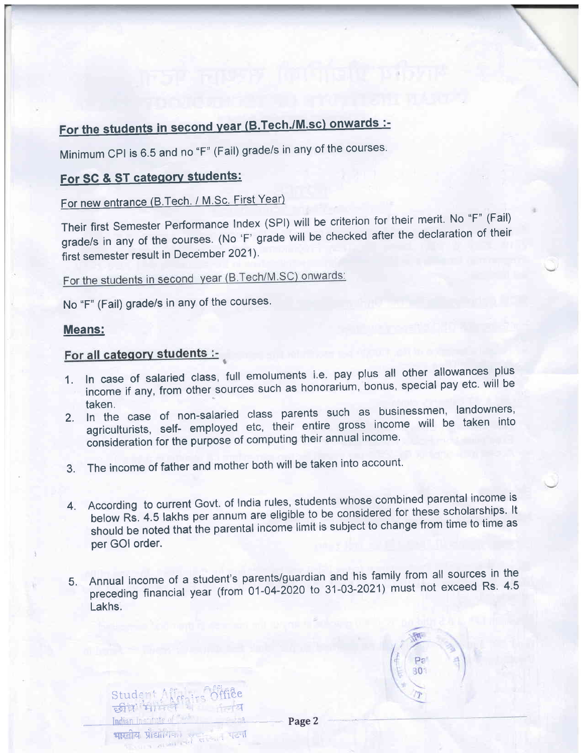## For the students in second year (B.Tech./M.sc) onwards :-

Minimum CPI is 6.5 and no "F" (Fail) grade/s in any of the courses.

## For SC & ST category students:

For new entrance (B.Tech. / M.Sc. First Year)

Their first Semester Performance Index (SPI) will be criterion for their merit. No "F" (Fail) grade/s in any of the courses. (No 'F' grade will be checked after the declaration of their first semester result in December 2021).

For the students in second year (B.Tech/M.SC) onwards:

No "F" (Fail) grade/s in any of the courses.

## Means:

## For all category students :-

1. In case of salaried class, full emoluments i.e. pay plus all other allowances plus income if any, from other sources such as honorarium, bonus, special pay etc. will be taken.
2. In the case of non-salaried class parents such as businessmen, landowners, agriculturists, self- employed etc, their entire gross income will be taken into consideration for the purpose of computing their annual income.
3. The income of father and mother both will be taken into account.
4. According to current Govt. of India rules, students whose combined parental income is below Rs. 4.5 lakhs per annum are eligible to be considered for these scholarships. It should be noted that the parental income limit is subject to change from time to time as per GOI order.
5. Annual income of a student's parents/guardian and his family from all sources in the preceding financial year (from 01-04-2020 to 31-03-2021) must not exceed Rs. 4.5 Lakhs.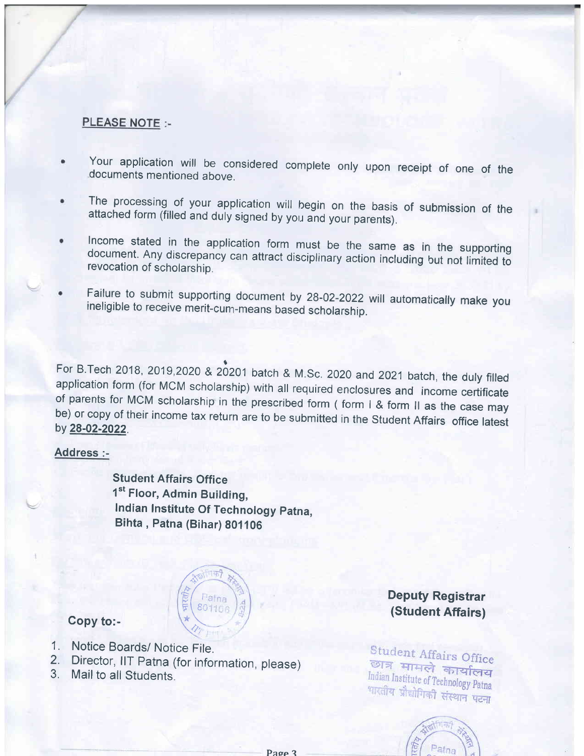**PLEASE NOTE :-**

- Your application will be considered complete only upon receipt of one of the documents mentioned above.
- The processing of your application will begin on the basis of submission of the attached form (filled and duly signed by you and your parents).
- Income stated in the application form must be the same as in the supporting document. Any discrepancy can attract disciplinary action including but not limited to revocation of scholarship.
- Failure to submit supporting document by 28-02-2022 will automatically make you ineligible to receive merit-cum-means based scholarship.

For B.Tech 2018, 2019,2020 & 20201 batch & M.Sc. 2020 and 2021 batch, the duly filled application form (for MCM scholarship) with all required enclosures and income certificate of parents for MCM scholarship in the prescribed form ( form I & form II as the case may be) or copy of their income tax return are to be submitted in the Student Affairs office latest by **28-02-2022**.

**Address :-**

**Student Affairs Office**
**1st Floor, Admin Building,**
**Indian Institute Of Technology Patna,**
**Bihta , Patna (Bihar) 801106**

**Deputy Registrar**
**(Student Affairs)**

Student Affairs Office
छात्र मामले कार्यालय
Indian Institute of Technology Patna
भारतीय प्रौद्योगिकी संस्थान पटना

**Copy to:-**

1. Notice Boards/ Notice File.
2. Director, IIT Patna (for information, please)
3. Mail to all Students.